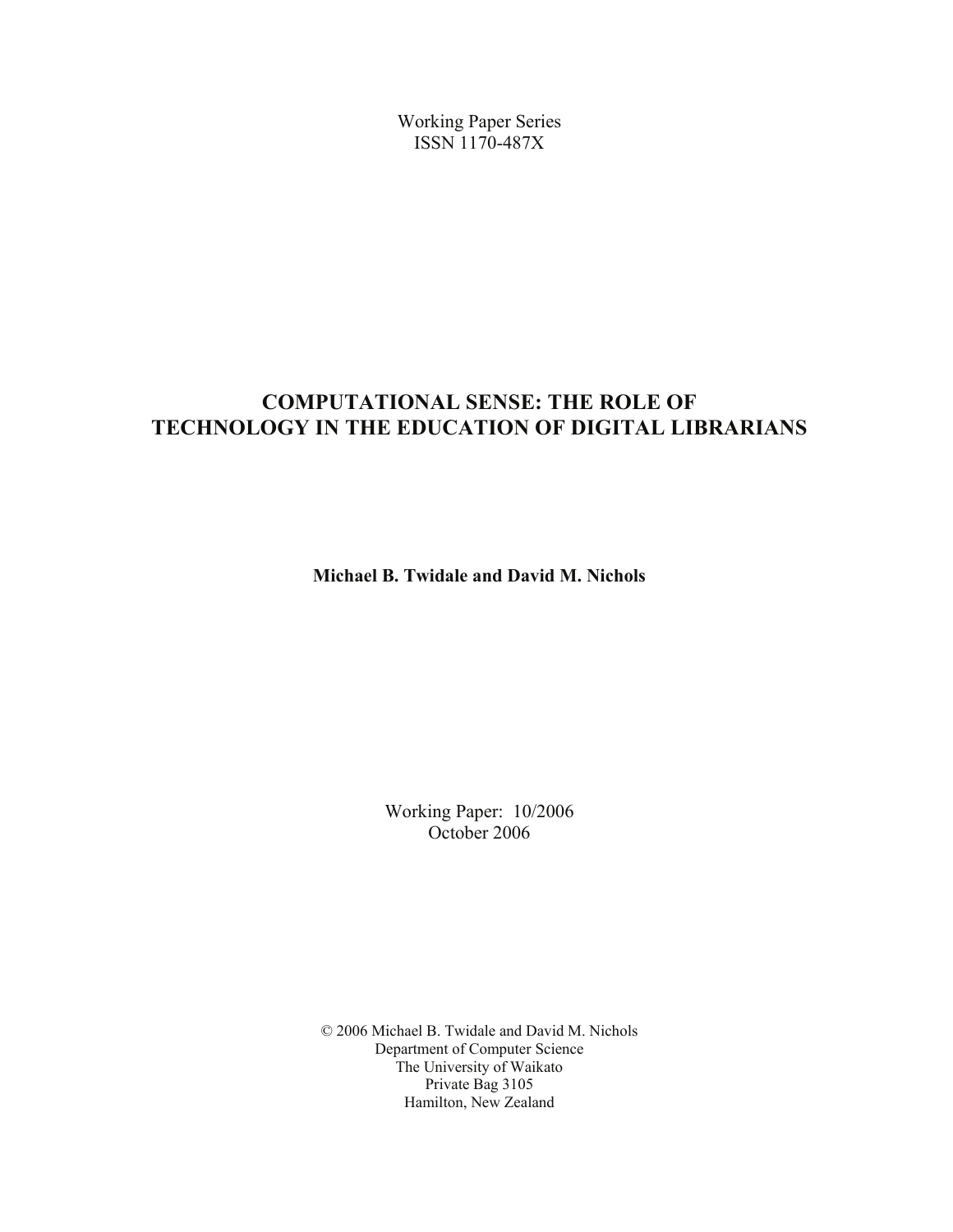Working Paper Series
ISSN 1170-487X

# COMPUTATIONAL SENSE: THE ROLE OF TECHNOLOGY IN THE EDUCATION OF DIGITAL LIBRARIANS

**Michael B. Twidale and David M. Nichols**

Working Paper: 10/2006
October 2006

© 2006 Michael B. Twidale and David M. Nichols
Department of Computer Science
The University of Waikato
Private Bag 3105
Hamilton, New Zealand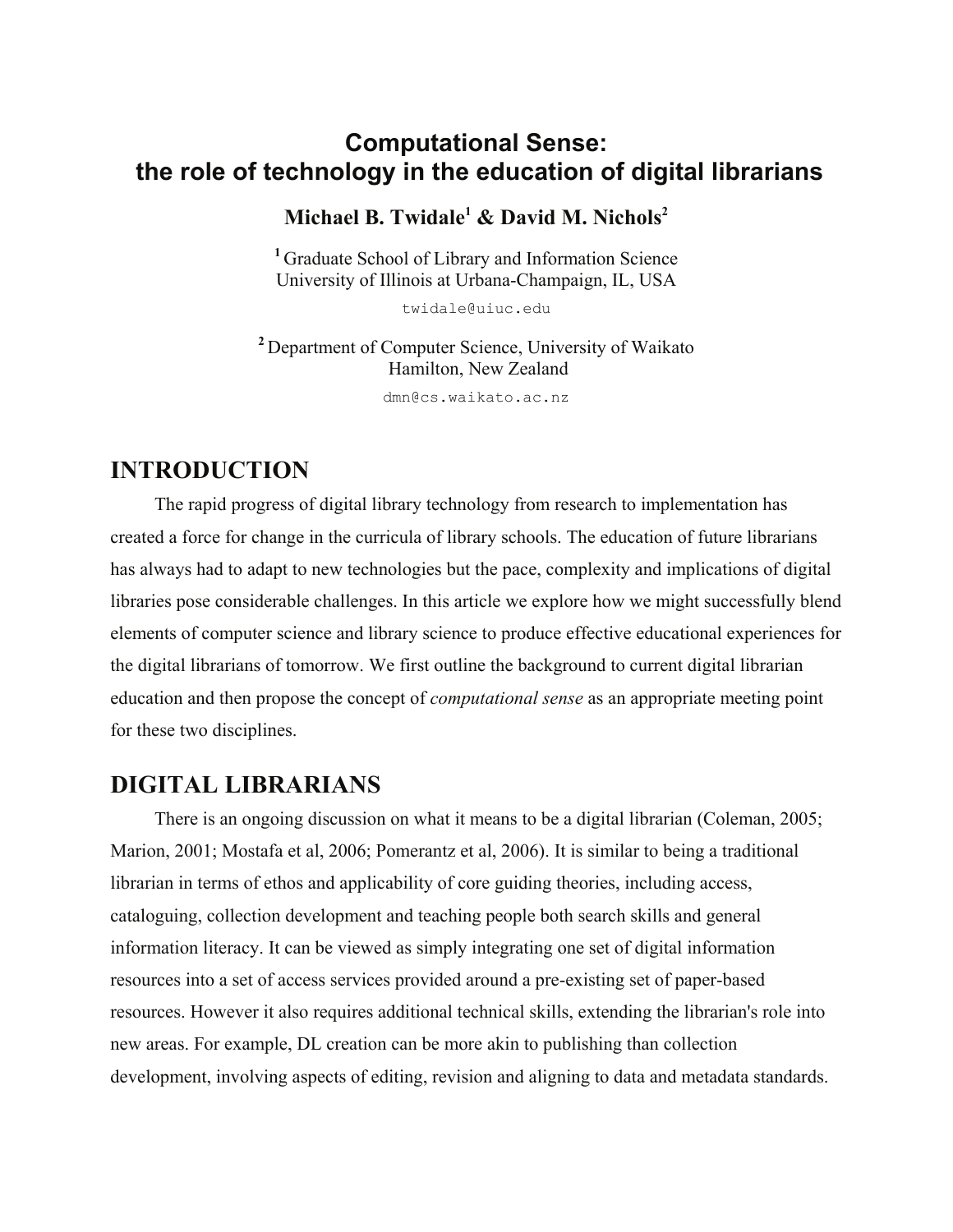# Computational Sense: the role of technology in the education of digital librarians

**Michael B. Twidale[1] & David M. Nichols[2]**

[1] Graduate School of Library and Information Science
University of Illinois at Urbana-Champaign, IL, USA

twidale@uiuc.edu

[2] Department of Computer Science, University of Waikato
Hamilton, New Zealand

dmn@cs.waikato.ac.nz

## INTRODUCTION

The rapid progress of digital library technology from research to implementation has created a force for change in the curricula of library schools. The education of future librarians has always had to adapt to new technologies but the pace, complexity and implications of digital libraries pose considerable challenges. In this article we explore how we might successfully blend elements of computer science and library science to produce effective educational experiences for the digital librarians of tomorrow. We first outline the background to current digital librarian education and then propose the concept of *computational sense* as an appropriate meeting point for these two disciplines.

## DIGITAL LIBRARIANS

There is an ongoing discussion on what it means to be a digital librarian (Coleman, 2005; Marion, 2001; Mostafa et al, 2006; Pomerantz et al, 2006). It is similar to being a traditional librarian in terms of ethos and applicability of core guiding theories, including access, cataloguing, collection development and teaching people both search skills and general information literacy. It can be viewed as simply integrating one set of digital information resources into a set of access services provided around a pre-existing set of paper-based resources. However it also requires additional technical skills, extending the librarian's role into new areas. For example, DL creation can be more akin to publishing than collection development, involving aspects of editing, revision and aligning to data and metadata standards.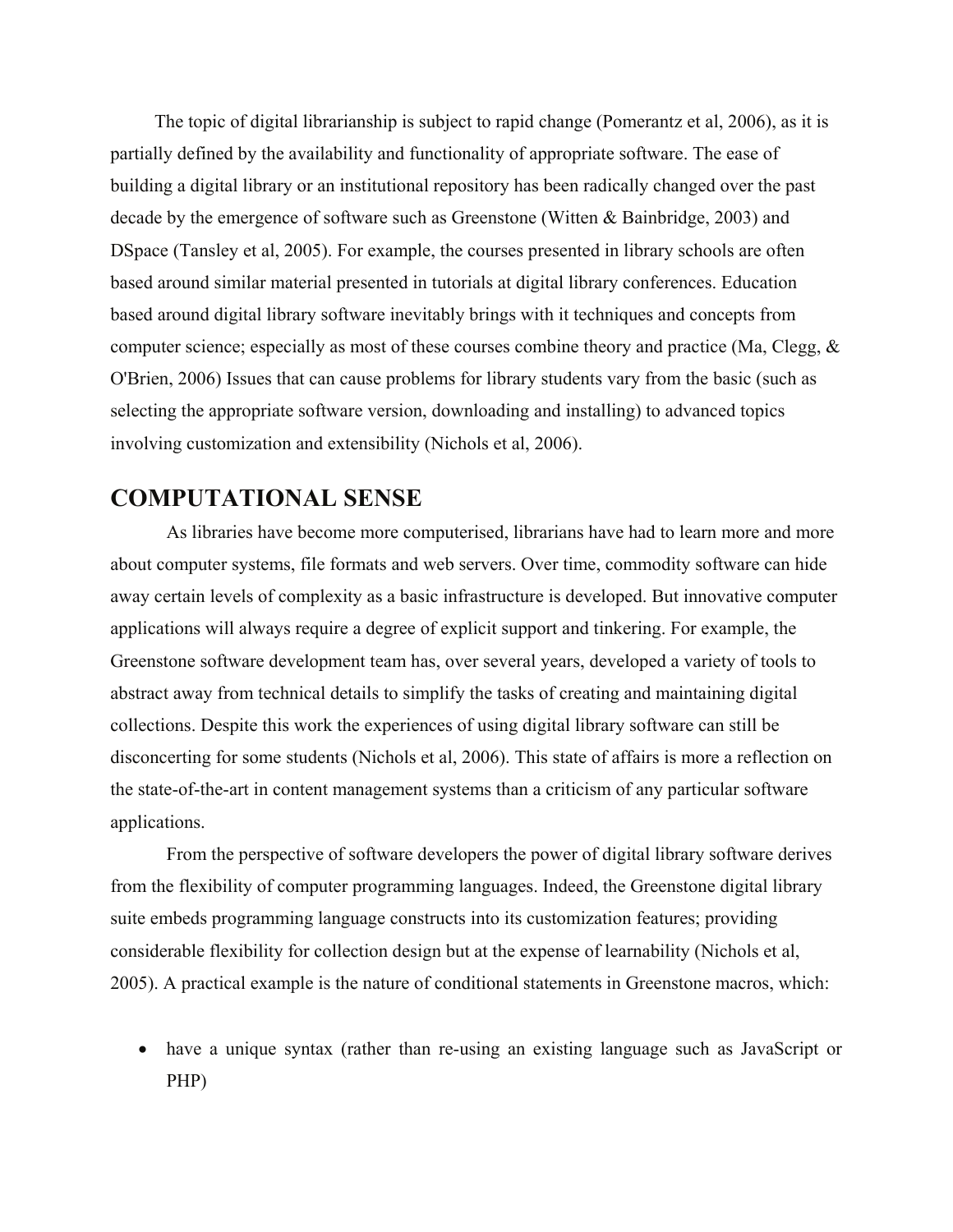The topic of digital librarianship is subject to rapid change (Pomerantz et al, 2006), as it is partially defined by the availability and functionality of appropriate software. The ease of building a digital library or an institutional repository has been radically changed over the past decade by the emergence of software such as Greenstone (Witten & Bainbridge, 2003) and DSpace (Tansley et al, 2005). For example, the courses presented in library schools are often based around similar material presented in tutorials at digital library conferences. Education based around digital library software inevitably brings with it techniques and concepts from computer science; especially as most of these courses combine theory and practice (Ma, Clegg, & O'Brien, 2006) Issues that can cause problems for library students vary from the basic (such as selecting the appropriate software version, downloading and installing) to advanced topics involving customization and extensibility (Nichols et al, 2006).

## COMPUTATIONAL SENSE

As libraries have become more computerised, librarians have had to learn more and more about computer systems, file formats and web servers. Over time, commodity software can hide away certain levels of complexity as a basic infrastructure is developed. But innovative computer applications will always require a degree of explicit support and tinkering. For example, the Greenstone software development team has, over several years, developed a variety of tools to abstract away from technical details to simplify the tasks of creating and maintaining digital collections. Despite this work the experiences of using digital library software can still be disconcerting for some students (Nichols et al, 2006). This state of affairs is more a reflection on the state-of-the-art in content management systems than a criticism of any particular software applications.

From the perspective of software developers the power of digital library software derives from the flexibility of computer programming languages. Indeed, the Greenstone digital library suite embeds programming language constructs into its customization features; providing considerable flexibility for collection design but at the expense of learnability (Nichols et al, 2005). A practical example is the nature of conditional statements in Greenstone macros, which:

- have a unique syntax (rather than re-using an existing language such as JavaScript or PHP)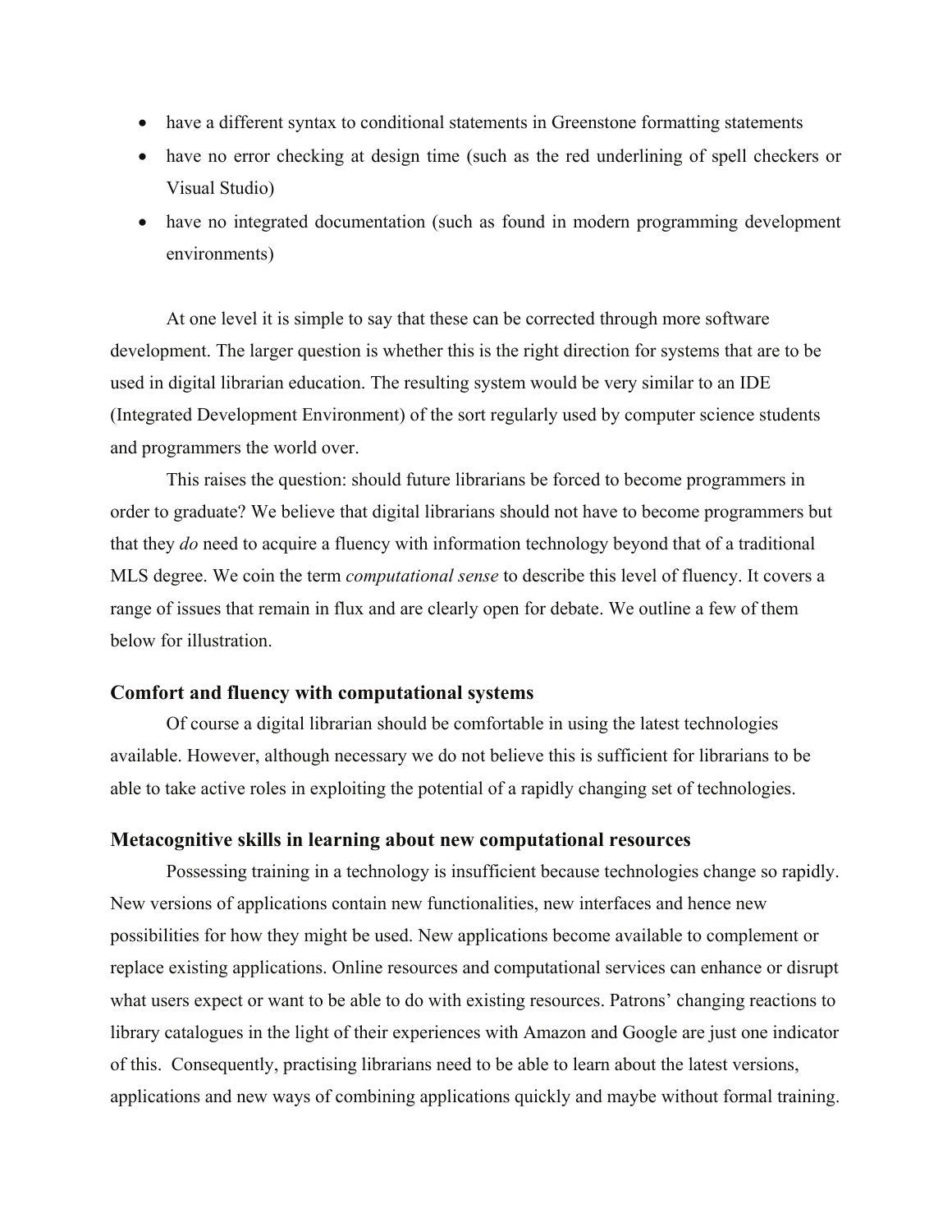- have a different syntax to conditional statements in Greenstone formatting statements
- have no error checking at design time (such as the red underlining of spell checkers or Visual Studio)
- have no integrated documentation (such as found in modern programming development environments)

At one level it is simple to say that these can be corrected through more software development. The larger question is whether this is the right direction for systems that are to be used in digital librarian education. The resulting system would be very similar to an IDE (Integrated Development Environment) of the sort regularly used by computer science students and programmers the world over.

This raises the question: should future librarians be forced to become programmers in order to graduate? We believe that digital librarians should not have to become programmers but that they *do* need to acquire a fluency with information technology beyond that of a traditional MLS degree. We coin the term *computational sense* to describe this level of fluency. It covers a range of issues that remain in flux and are clearly open for debate. We outline a few of them below for illustration.

### Comfort and fluency with computational systems

Of course a digital librarian should be comfortable in using the latest technologies available. However, although necessary we do not believe this is sufficient for librarians to be able to take active roles in exploiting the potential of a rapidly changing set of technologies.

### Metacognitive skills in learning about new computational resources

Possessing training in a technology is insufficient because technologies change so rapidly. New versions of applications contain new functionalities, new interfaces and hence new possibilities for how they might be used. New applications become available to complement or replace existing applications. Online resources and computational services can enhance or disrupt what users expect or want to be able to do with existing resources. Patrons' changing reactions to library catalogues in the light of their experiences with Amazon and Google are just one indicator of this. Consequently, practising librarians need to be able to learn about the latest versions, applications and new ways of combining applications quickly and maybe without formal training.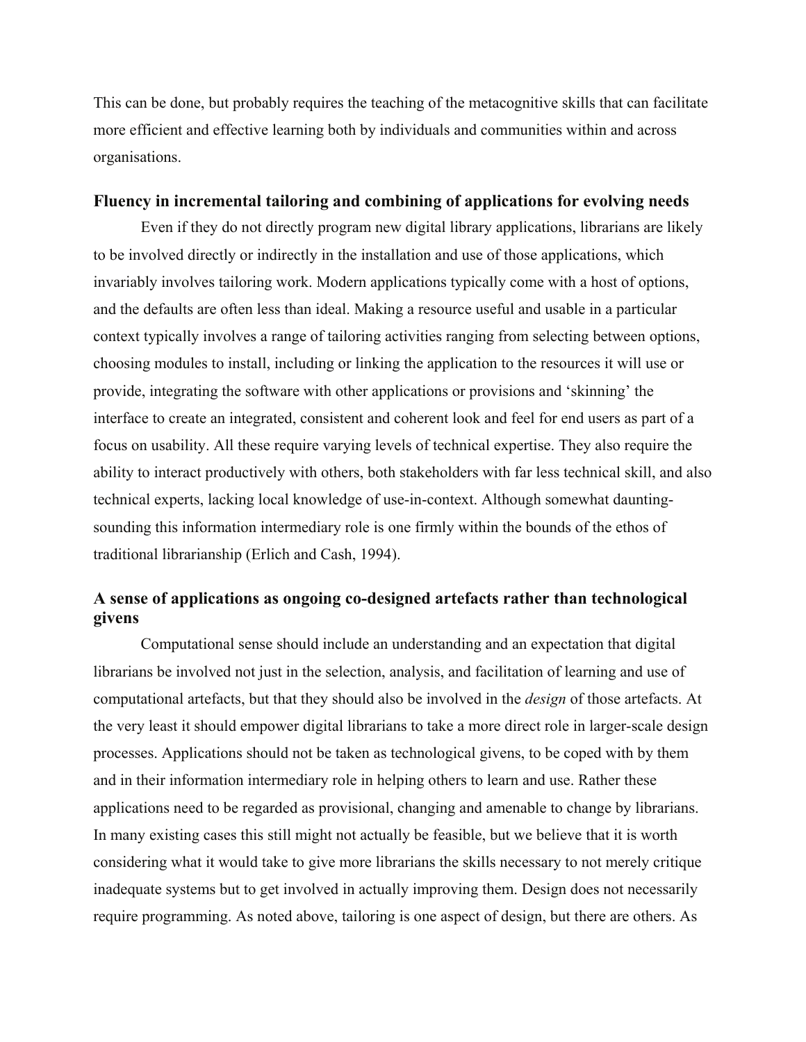This can be done, but probably requires the teaching of the metacognitive skills that can facilitate more efficient and effective learning both by individuals and communities within and across organisations.

### Fluency in incremental tailoring and combining of applications for evolving needs

Even if they do not directly program new digital library applications, librarians are likely to be involved directly or indirectly in the installation and use of those applications, which invariably involves tailoring work. Modern applications typically come with a host of options, and the defaults are often less than ideal. Making a resource useful and usable in a particular context typically involves a range of tailoring activities ranging from selecting between options, choosing modules to install, including or linking the application to the resources it will use or provide, integrating the software with other applications or provisions and 'skinning' the interface to create an integrated, consistent and coherent look and feel for end users as part of a focus on usability. All these require varying levels of technical expertise. They also require the ability to interact productively with others, both stakeholders with far less technical skill, and also technical experts, lacking local knowledge of use-in-context. Although somewhat daunting-sounding this information intermediary role is one firmly within the bounds of the ethos of traditional librarianship (Erlich and Cash, 1994).

### A sense of applications as ongoing co-designed artefacts rather than technological givens

Computational sense should include an understanding and an expectation that digital librarians be involved not just in the selection, analysis, and facilitation of learning and use of computational artefacts, but that they should also be involved in the *design* of those artefacts. At the very least it should empower digital librarians to take a more direct role in larger-scale design processes. Applications should not be taken as technological givens, to be coped with by them and in their information intermediary role in helping others to learn and use. Rather these applications need to be regarded as provisional, changing and amenable to change by librarians. In many existing cases this still might not actually be feasible, but we believe that it is worth considering what it would take to give more librarians the skills necessary to not merely critique inadequate systems but to get involved in actually improving them. Design does not necessarily require programming. As noted above, tailoring is one aspect of design, but there are others. As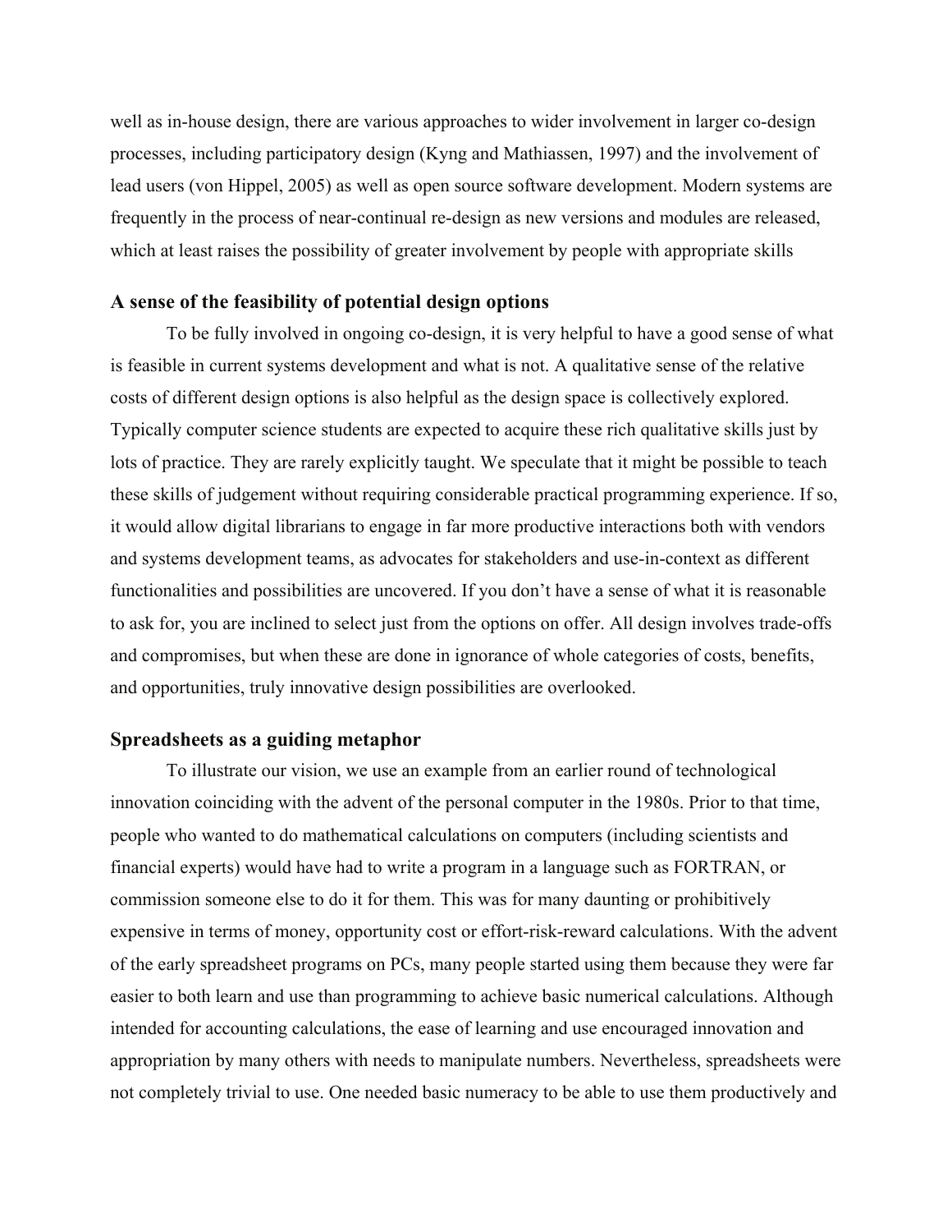well as in-house design, there are various approaches to wider involvement in larger co-design processes, including participatory design (Kyng and Mathiassen, 1997) and the involvement of lead users (von Hippel, 2005) as well as open source software development. Modern systems are frequently in the process of near-continual re-design as new versions and modules are released, which at least raises the possibility of greater involvement by people with appropriate skills

### A sense of the feasibility of potential design options

To be fully involved in ongoing co-design, it is very helpful to have a good sense of what is feasible in current systems development and what is not. A qualitative sense of the relative costs of different design options is also helpful as the design space is collectively explored. Typically computer science students are expected to acquire these rich qualitative skills just by lots of practice. They are rarely explicitly taught. We speculate that it might be possible to teach these skills of judgement without requiring considerable practical programming experience. If so, it would allow digital librarians to engage in far more productive interactions both with vendors and systems development teams, as advocates for stakeholders and use-in-context as different functionalities and possibilities are uncovered. If you don't have a sense of what it is reasonable to ask for, you are inclined to select just from the options on offer. All design involves trade-offs and compromises, but when these are done in ignorance of whole categories of costs, benefits, and opportunities, truly innovative design possibilities are overlooked.

### Spreadsheets as a guiding metaphor

To illustrate our vision, we use an example from an earlier round of technological innovation coinciding with the advent of the personal computer in the 1980s. Prior to that time, people who wanted to do mathematical calculations on computers (including scientists and financial experts) would have had to write a program in a language such as FORTRAN, or commission someone else to do it for them. This was for many daunting or prohibitively expensive in terms of money, opportunity cost or effort-risk-reward calculations. With the advent of the early spreadsheet programs on PCs, many people started using them because they were far easier to both learn and use than programming to achieve basic numerical calculations. Although intended for accounting calculations, the ease of learning and use encouraged innovation and appropriation by many others with needs to manipulate numbers. Nevertheless, spreadsheets were not completely trivial to use. One needed basic numeracy to be able to use them productively and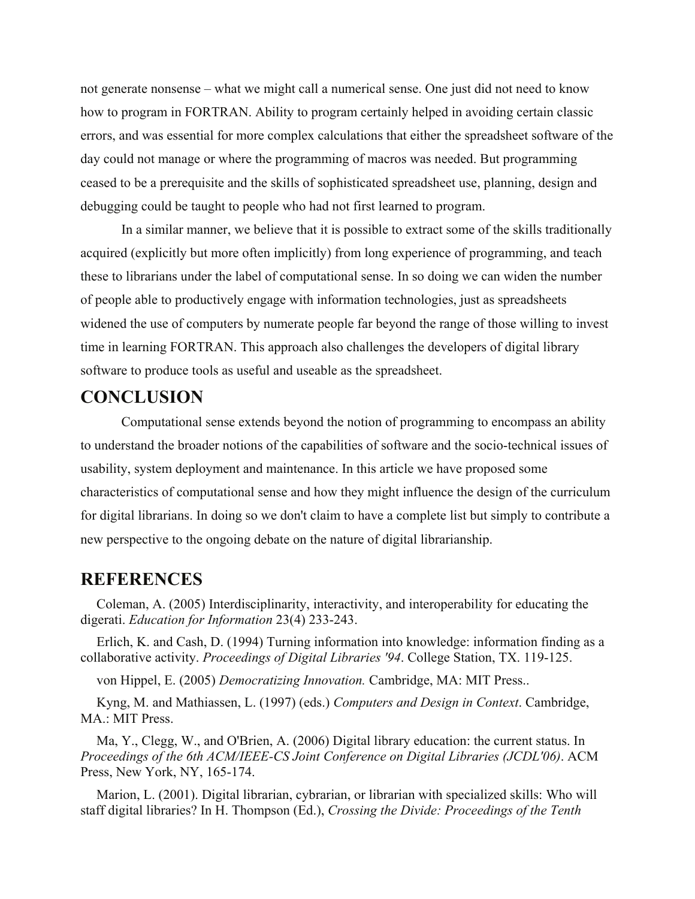not generate nonsense – what we might call a numerical sense. One just did not need to know how to program in FORTRAN. Ability to program certainly helped in avoiding certain classic errors, and was essential for more complex calculations that either the spreadsheet software of the day could not manage or where the programming of macros was needed. But programming ceased to be a prerequisite and the skills of sophisticated spreadsheet use, planning, design and debugging could be taught to people who had not first learned to program.

In a similar manner, we believe that it is possible to extract some of the skills traditionally acquired (explicitly but more often implicitly) from long experience of programming, and teach these to librarians under the label of computational sense. In so doing we can widen the number of people able to productively engage with information technologies, just as spreadsheets widened the use of computers by numerate people far beyond the range of those willing to invest time in learning FORTRAN. This approach also challenges the developers of digital library software to produce tools as useful and useable as the spreadsheet.

## CONCLUSION

Computational sense extends beyond the notion of programming to encompass an ability to understand the broader notions of the capabilities of software and the socio-technical issues of usability, system deployment and maintenance. In this article we have proposed some characteristics of computational sense and how they might influence the design of the curriculum for digital librarians. In doing so we don't claim to have a complete list but simply to contribute a new perspective to the ongoing debate on the nature of digital librarianship.

## REFERENCES

Coleman, A. (2005) Interdisciplinarity, interactivity, and interoperability for educating the digerati. *Education for Information* 23(4) 233-243.

Erlich, K. and Cash, D. (1994) Turning information into knowledge: information finding as a collaborative activity. *Proceedings of Digital Libraries '94*. College Station, TX. 119-125.

von Hippel, E. (2005) *Democratizing Innovation.* Cambridge, MA: MIT Press..

Kyng, M. and Mathiassen, L. (1997) (eds.) *Computers and Design in Context*. Cambridge, MA.: MIT Press.

Ma, Y., Clegg, W., and O'Brien, A. (2006) Digital library education: the current status. In *Proceedings of the 6th ACM/IEEE-CS Joint Conference on Digital Libraries (JCDL'06)*. ACM Press, New York, NY, 165-174.

Marion, L. (2001). Digital librarian, cybrarian, or librarian with specialized skills: Who will staff digital libraries? In H. Thompson (Ed.), *Crossing the Divide: Proceedings of the Tenth*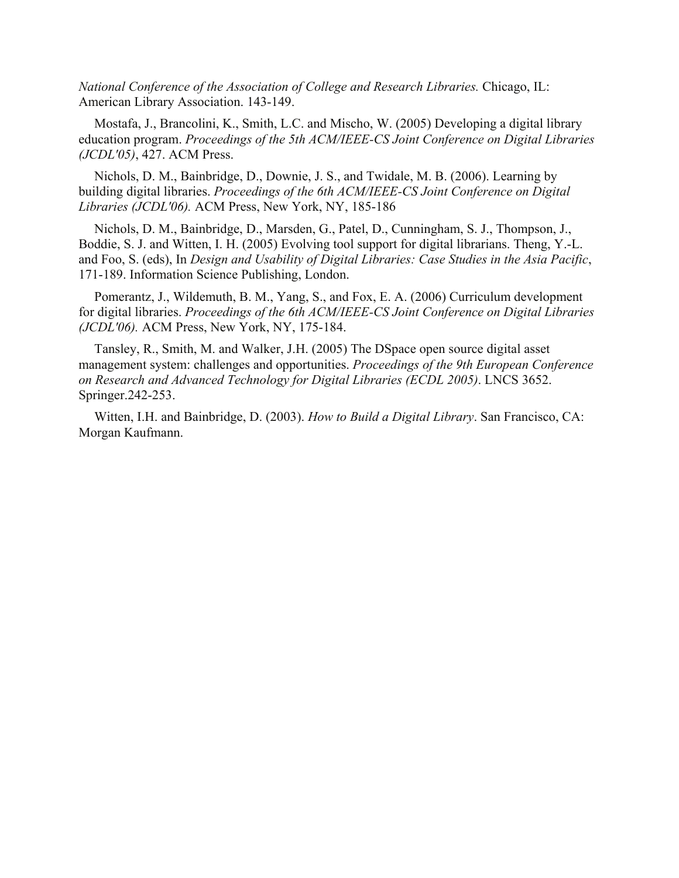*National Conference of the Association of College and Research Libraries.* Chicago, IL: American Library Association. 143-149.

Mostafa, J., Brancolini, K., Smith, L.C. and Mischo, W. (2005) Developing a digital library education program. *Proceedings of the 5th ACM/IEEE-CS Joint Conference on Digital Libraries (JCDL'05)*, 427. ACM Press.

Nichols, D. M., Bainbridge, D., Downie, J. S., and Twidale, M. B. (2006). Learning by building digital libraries. *Proceedings of the 6th ACM/IEEE-CS Joint Conference on Digital Libraries (JCDL'06).* ACM Press, New York, NY, 185-186

Nichols, D. M., Bainbridge, D., Marsden, G., Patel, D., Cunningham, S. J., Thompson, J., Boddie, S. J. and Witten, I. H. (2005) Evolving tool support for digital librarians. Theng, Y.-L. and Foo, S. (eds), In *Design and Usability of Digital Libraries: Case Studies in the Asia Pacific*, 171-189. Information Science Publishing, London.

Pomerantz, J., Wildemuth, B. M., Yang, S., and Fox, E. A. (2006) Curriculum development for digital libraries. *Proceedings of the 6th ACM/IEEE-CS Joint Conference on Digital Libraries (JCDL'06).* ACM Press, New York, NY, 175-184.

Tansley, R., Smith, M. and Walker, J.H. (2005) The DSpace open source digital asset management system: challenges and opportunities. *Proceedings of the 9th European Conference on Research and Advanced Technology for Digital Libraries (ECDL 2005)*. LNCS 3652. Springer.242-253.

Witten, I.H. and Bainbridge, D. (2003). *How to Build a Digital Library*. San Francisco, CA: Morgan Kaufmann.